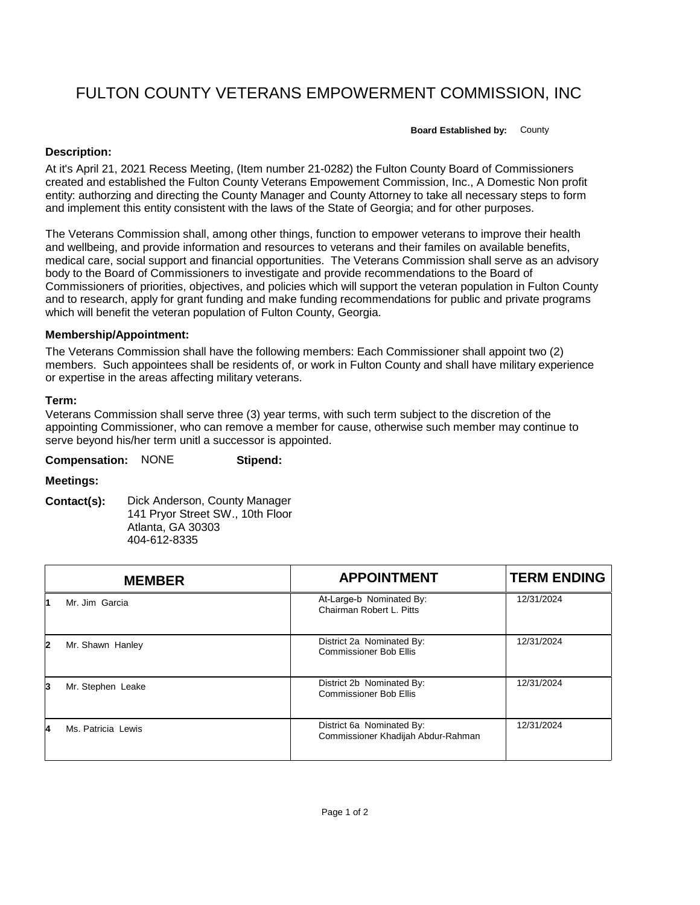# FULTON COUNTY VETERANS EMPOWERMENT COMMISSION, INC

**Board Established by:** County

**Description:**

At it's April 21, 2021 Recess Meeting, (Item number 21-0282) the Fulton County Board of Commissioners created and established the Fulton County Veterans Empowement Commission, Inc., A Domestic Non profit entity: authorzing and directing the County Manager and County Attorney to take all necessary steps to form and implement this entity consistent with the laws of the State of Georgia; and for other purposes.

The Veterans Commission shall, among other things, function to empower veterans to improve their health and wellbeing, and provide information and resources to veterans and their familes on available benefits, medical care, social support and financial opportunities. The Veterans Commission shall serve as an advisory body to the Board of Commissioners to investigate and provide recommendations to the Board of Commissioners of priorities, objectives, and policies which will support the veteran population in Fulton County and to research, apply for grant funding and make funding recommendations for public and private programs which will benefit the veteran population of Fulton County, Georgia.

**Membership/Appointment:**

The Veterans Commission shall have the following members: Each Commissioner shall appoint two (2) members. Such appointees shall be residents of, or work in Fulton County and shall have military experience or expertise in the areas affecting military veterans.

**Term:**

Veterans Commission shall serve three (3) year terms, with such term subject to the discretion of the appointing Commissioner, who can remove a member for cause, otherwise such member may continue to serve beyond his/her term unitl a successor is appointed.

**Compensation:** NONE **Stipend:**

**Meetings:**

**Contact(s):** Dick Anderson, County Manager
141 Pryor Street SW., 10th Floor
Atlanta, GA 30303
404-612-8335

| | MEMBER | APPOINTMENT | TERM ENDING |
|---|---|---|---|
| 1 | Mr. Jim Garcia | At-Large-b Nominated By: Chairman Robert L. Pitts | 12/31/2024 |
| 2 | Mr. Shawn Hanley | District 2a Nominated By: Commissioner Bob Ellis | 12/31/2024 |
| 3 | Mr. Stephen Leake | District 2b Nominated By: Commissioner Bob Ellis | 12/31/2024 |
| 4 | Ms. Patricia Lewis | District 6a Nominated By: Commissioner Khadijah Abdur-Rahman | 12/31/2024 |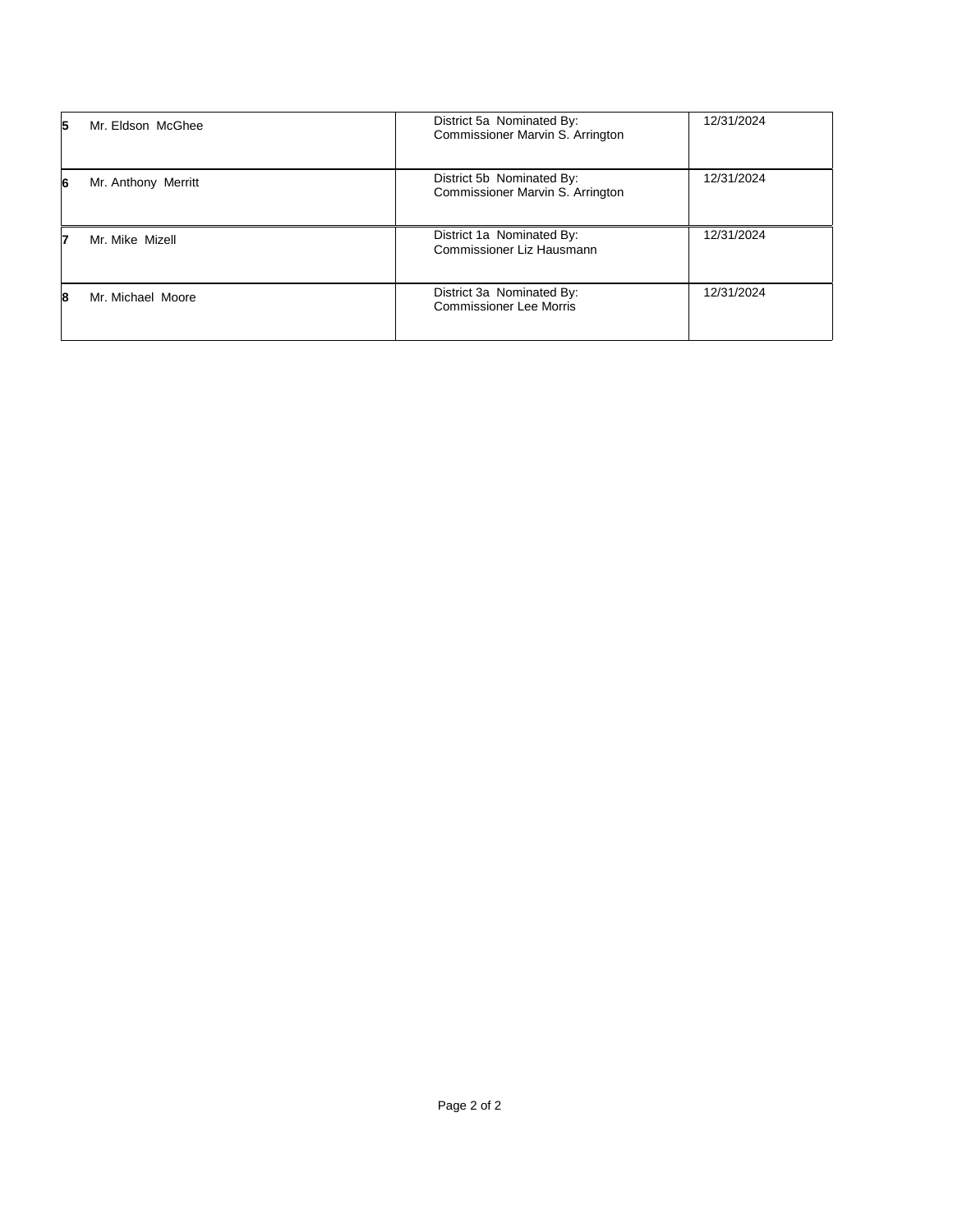| | | | |
|---|---|---|---|
| **5** | Mr. Eldson McGhee | District 5a Nominated By: Commissioner Marvin S. Arrington | 12/31/2024 |
| **6** | Mr. Anthony Merritt | District 5b Nominated By: Commissioner Marvin S. Arrington | 12/31/2024 |
| **7** | Mr. Mike Mizell | District 1a Nominated By: Commissioner Liz Hausmann | 12/31/2024 |
| **8** | Mr. Michael Moore | District 3a Nominated By: Commissioner Lee Morris | 12/31/2024 |